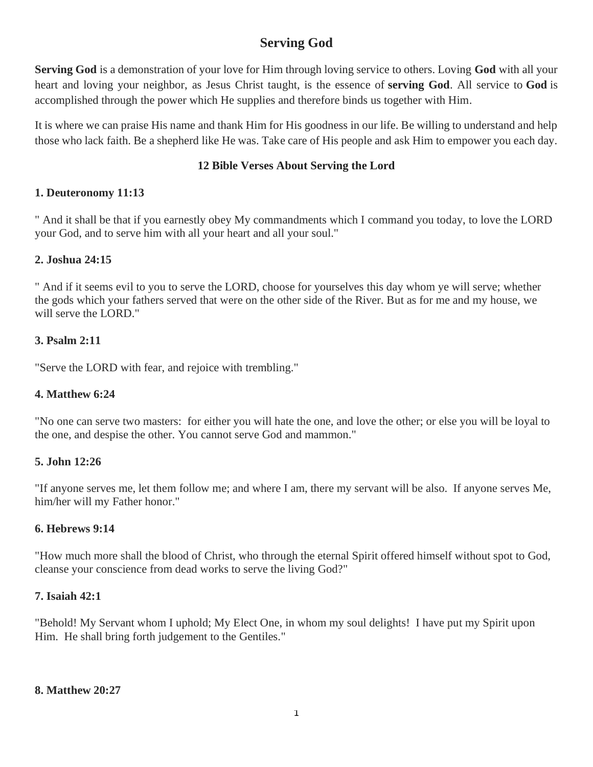# Serving God

**Serving God** is a demonstration of your love for Him through loving service to others. Loving **God** with all your heart and loving your neighbor, as Jesus Christ taught, is the essence of **serving God**. All service to **God** is accomplished through the power which He supplies and therefore binds us together with Him.

It is where we can praise His name and thank Him for His goodness in our life. Be willing to understand and help those who lack faith. Be a shepherd like He was. Take care of His people and ask Him to empower you each day.

### 12 Bible Verses About Serving the Lord

**1. Deuteronomy 11:13**

" And it shall be that if you earnestly obey My commandments which I command you today, to love the LORD your God, and to serve him with all your heart and all your soul."

**2. Joshua 24:15**

" And if it seems evil to you to serve the LORD, choose for yourselves this day whom ye will serve; whether the gods which your fathers served that were on the other side of the River. But as for me and my house, we will serve the LORD."

**3. Psalm 2:11**

"Serve the LORD with fear, and rejoice with trembling."

**4. Matthew 6:24**

"No one can serve two masters: for either you will hate the one, and love the other; or else you will be loyal to the one, and despise the other. You cannot serve God and mammon."

**5. John 12:26**

"If anyone serves me, let them follow me; and where I am, there my servant will be also. If anyone serves Me, him/her will my Father honor."

**6. Hebrews 9:14**

"How much more shall the blood of Christ, who through the eternal Spirit offered himself without spot to God, cleanse your conscience from dead works to serve the living God?"

**7. Isaiah 42:1**

"Behold! My Servant whom I uphold; My Elect One, in whom my soul delights! I have put my Spirit upon Him. He shall bring forth judgement to the Gentiles."

**8. Matthew 20:27**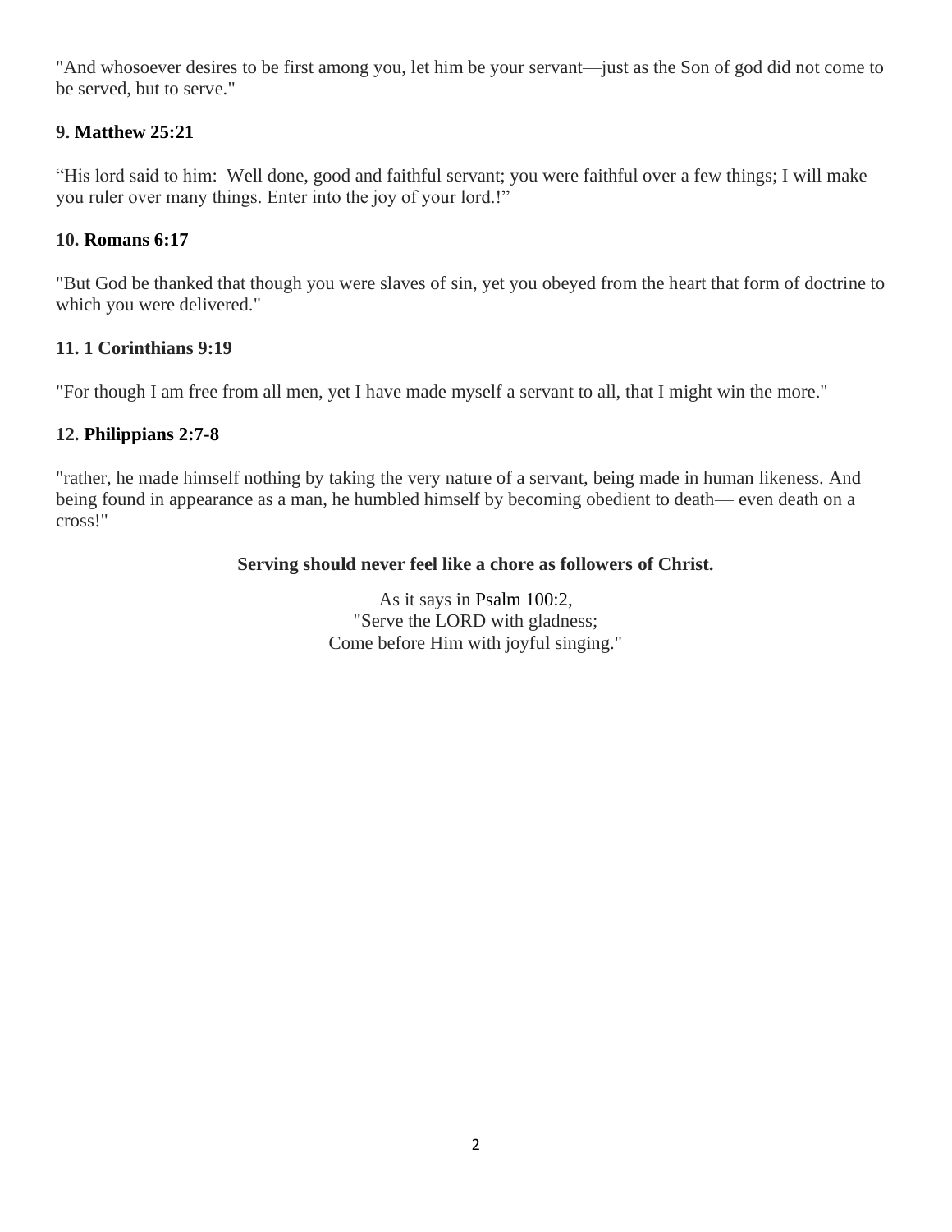"And whosoever desires to be first among you, let him be your servant—just as the Son of god did not come to be served, but to serve."

**9. Matthew 25:21**

"His lord said to him:  Well done, good and faithful servant; you were faithful over a few things; I will make you ruler over many things. Enter into the joy of your lord.!"

**10. Romans 6:17**

"But God be thanked that though you were slaves of sin, yet you obeyed from the heart that form of doctrine to which you were delivered."

**11. 1 Corinthians 9:19**

"For though I am free from all men, yet I have made myself a servant to all, that I might win the more."

**12. Philippians 2:7-8**

"rather, he made himself nothing by taking the very nature of a servant, being made in human likeness. And being found in appearance as a man, he humbled himself by becoming obedient to death— even death on a cross!"

**Serving should never feel like a chore as followers of Christ.**

As it says in Psalm 100:2,
"Serve the LORD with gladness;
Come before Him with joyful singing."